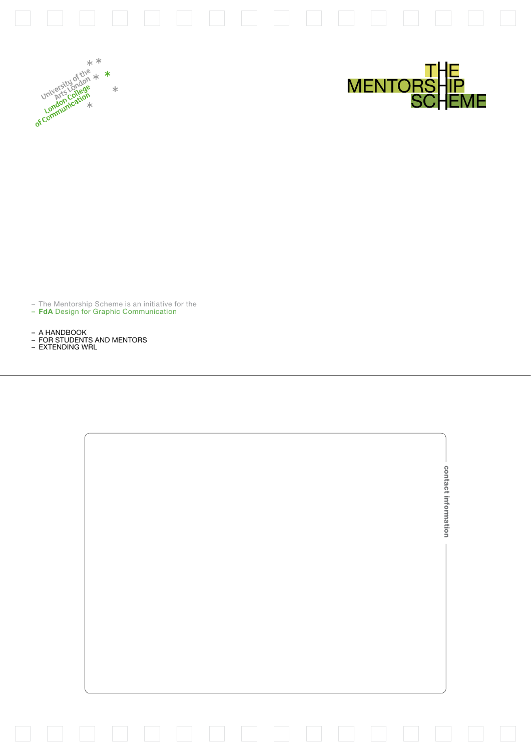University of the Arts London
London College of Communication

# THE MENTORSHIP SCHEME

– The Mentorship Scheme is an initiative for the
– **FdA** Design for Graphic Communication

– A HANDBOOK
– FOR STUDENTS AND MENTORS
– EXTENDING WRL

contact information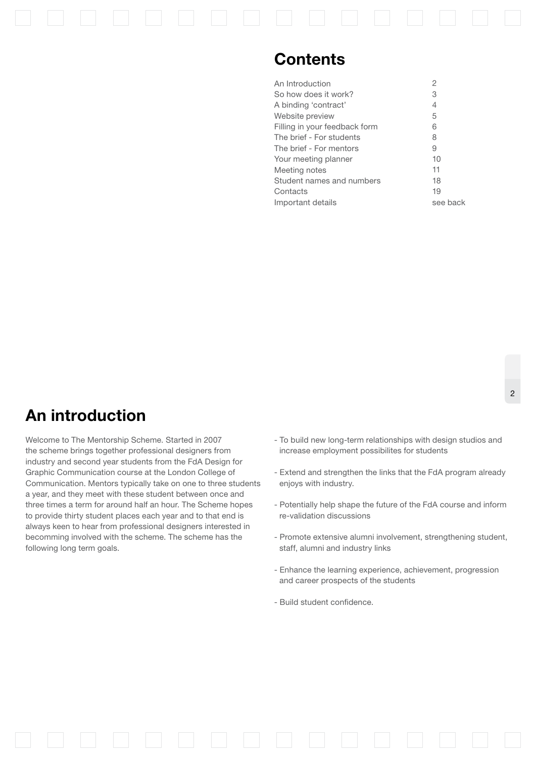## Contents

| | |
|---|---|
| An Introduction | 2 |
| So how does it work? | 3 |
| A binding 'contract' | 4 |
| Website preview | 5 |
| Filling in your feedback form | 6 |
| The brief - For students | 8 |
| The brief - For mentors | 9 |
| Your meeting planner | 10 |
| Meeting notes | 11 |
| Student names and numbers | 18 |
| Contacts | 19 |
| Important details | see back |

## An introduction

Welcome to The Mentorship Scheme. Started in 2007 the scheme brings together professional designers from industry and second year students from the FdA Design for Graphic Communication course at the London College of Communication. Mentors typically take on one to three students a year, and they meet with these student between once and three times a term for around half an hour. The Scheme hopes to provide thirty student places each year and to that end is always keen to hear from professional designers interested in becomming involved with the scheme. The scheme has the following long term goals.

- To build new long-term relationships with design studios and increase employment possibilites for students
- Extend and strengthen the links that the FdA program already enjoys with industry.
- Potentially help shape the future of the FdA course and inform re-validation discussions
- Promote extensive alumni involvement, strengthening student, staff, alumni and industry links
- Enhance the learning experience, achievement, progression and career prospects of the students
- Build student confidence.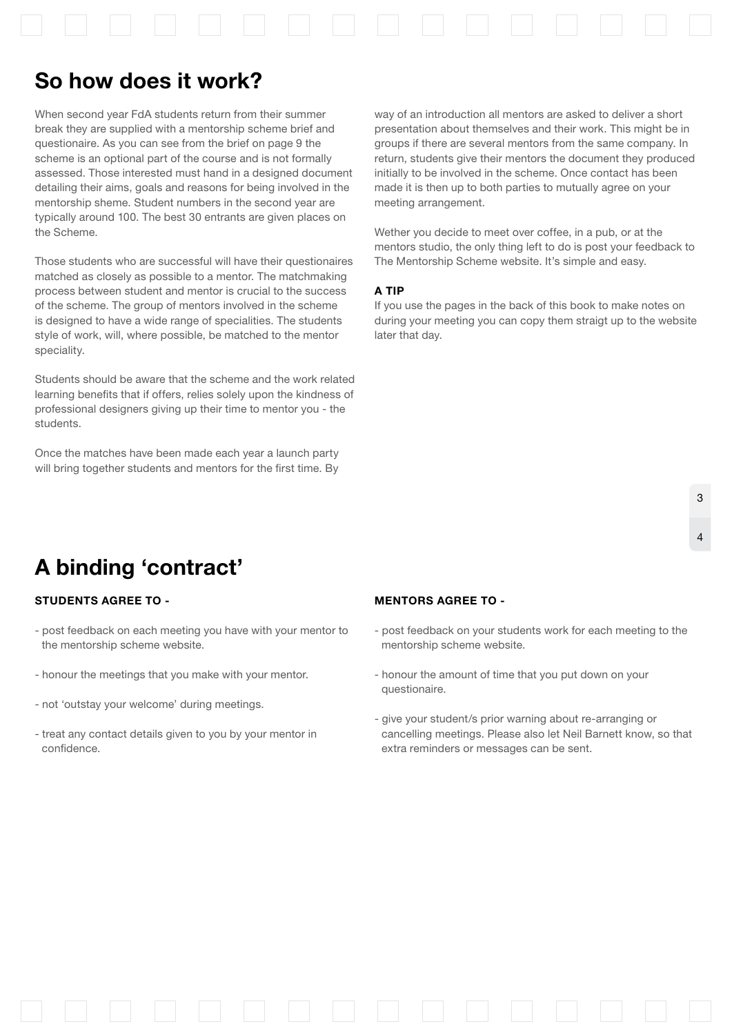## So how does it work?

When second year FdA students return from their summer break they are supplied with a mentorship scheme brief and questionaire. As you can see from the brief on page 9 the scheme is an optional part of the course and is not formally assessed. Those interested must hand in a designed document detailing their aims, goals and reasons for being involved in the mentorship sheme. Student numbers in the second year are typically around 100. The best 30 entrants are given places on the Scheme.

Those students who are successful will have their questionaires matched as closely as possible to a mentor. The matchmaking process between student and mentor is crucial to the success of the scheme. The group of mentors involved in the scheme is designed to have a wide range of specialities. The students style of work, will, where possible, be matched to the mentor speciality.

Students should be aware that the scheme and the work related learning benefits that if offers, relies solely upon the kindness of professional designers giving up their time to mentor you - the students.

Once the matches have been made each year a launch party will bring together students and mentors for the first time. By way of an introduction all mentors are asked to deliver a short presentation about themselves and their work. This might be in groups if there are several mentors from the same company. In return, students give their mentors the document they produced initially to be involved in the scheme. Once contact has been made it is then up to both parties to mutually agree on your meeting arrangement.

Wether you decide to meet over coffee, in a pub, or at the mentors studio, the only thing left to do is post your feedback to The Mentorship Scheme website. It's simple and easy.

**A TIP**

If you use the pages in the back of this book to make notes on during your meeting you can copy them straigt up to the website later that day.

## A binding 'contract'

**STUDENTS AGREE TO -**

- post feedback on each meeting you have with your mentor to the mentorship scheme website.
- honour the meetings that you make with your mentor.
- not 'outstay your welcome' during meetings.
- treat any contact details given to you by your mentor in confidence.

**MENTORS AGREE TO -**

- post feedback on your students work for each meeting to the mentorship scheme website.
- honour the amount of time that you put down on your questionaire.
- give your student/s prior warning about re-arranging or cancelling meetings. Please also let Neil Barnett know, so that extra reminders or messages can be sent.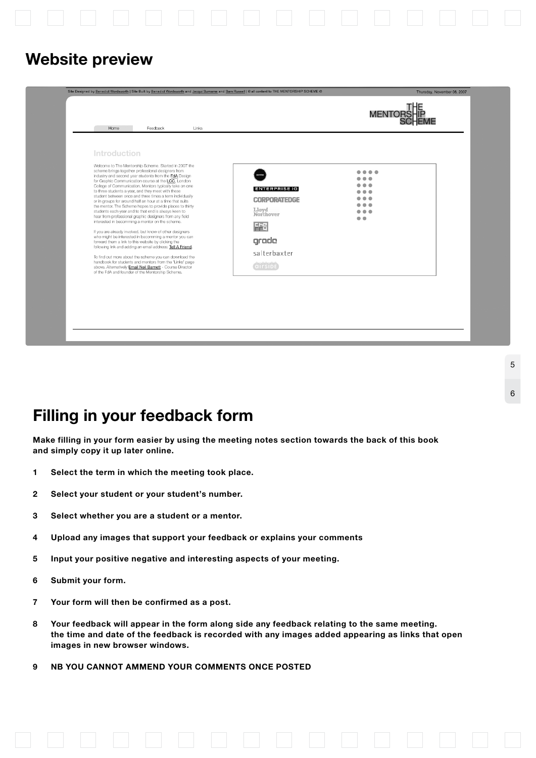# Website preview

Site Designed by Benedict Wordsworth | Site Built by Benedict Wordsworth and Jacqui Surname and Sam Russell | © all content to THE MENTORSHIP SCHEME © Thursday, November 08, 2007

THE MENTORSHIP SCHEME

Home Feedback Links

Introduction

Welcome to The Mentorship Scheme. Started in 2007 the scheme brings together professional designers from industry and second year students from the FdA Design for Graphic Communication course at the LCC, London College of Communication. Mentors typically take on one to three students a year, and they meet with these student between once and three times a term individually or in groups for around half an hour at a time that suits the mentor. The Scheme hopes to provide places to thirty students each year and to that end is always keen to hear from professional graphic designers from any field interested in becoming a mentor on the scheme.

If you are already involved, but know of other designers who might be interested in becoming a mentor you can forward them a link to this website by clicking the following link and adding an email address: Tell A Friend.

To find out more about the scheme you can download the handbook for students and mentors from the 'Links' page above. Alternatively Email Neil Barnett - Course Director of the FdA and founder of the Mentorship Scheme.

ENTERPRISE IG
CORPORATEDGE
Lloyd Northover
grade
salterbaxter
airside

# Filling in your feedback form

**Make filling in your form easier by using the meeting notes section towards the back of this book and simply copy it up later online.**

1. **Select the term in which the meeting took place.**
2. **Select your student or your student's number.**
3. **Select whether you are a student or a mentor.**
4. **Upload any images that support your feedback or explains your comments**
5. **Input your positive negative and interesting aspects of your meeting.**
6. **Submit your form.**
7. **Your form will then be confirmed as a post.**
8. **Your feedback will appear in the form along side any feedback relating to the same meeting. the time and date of the feedback is recorded with any images added appearing as links that open images in new browser windows.**
9. **NB YOU CANNOT AMMEND YOUR COMMENTS ONCE POSTED**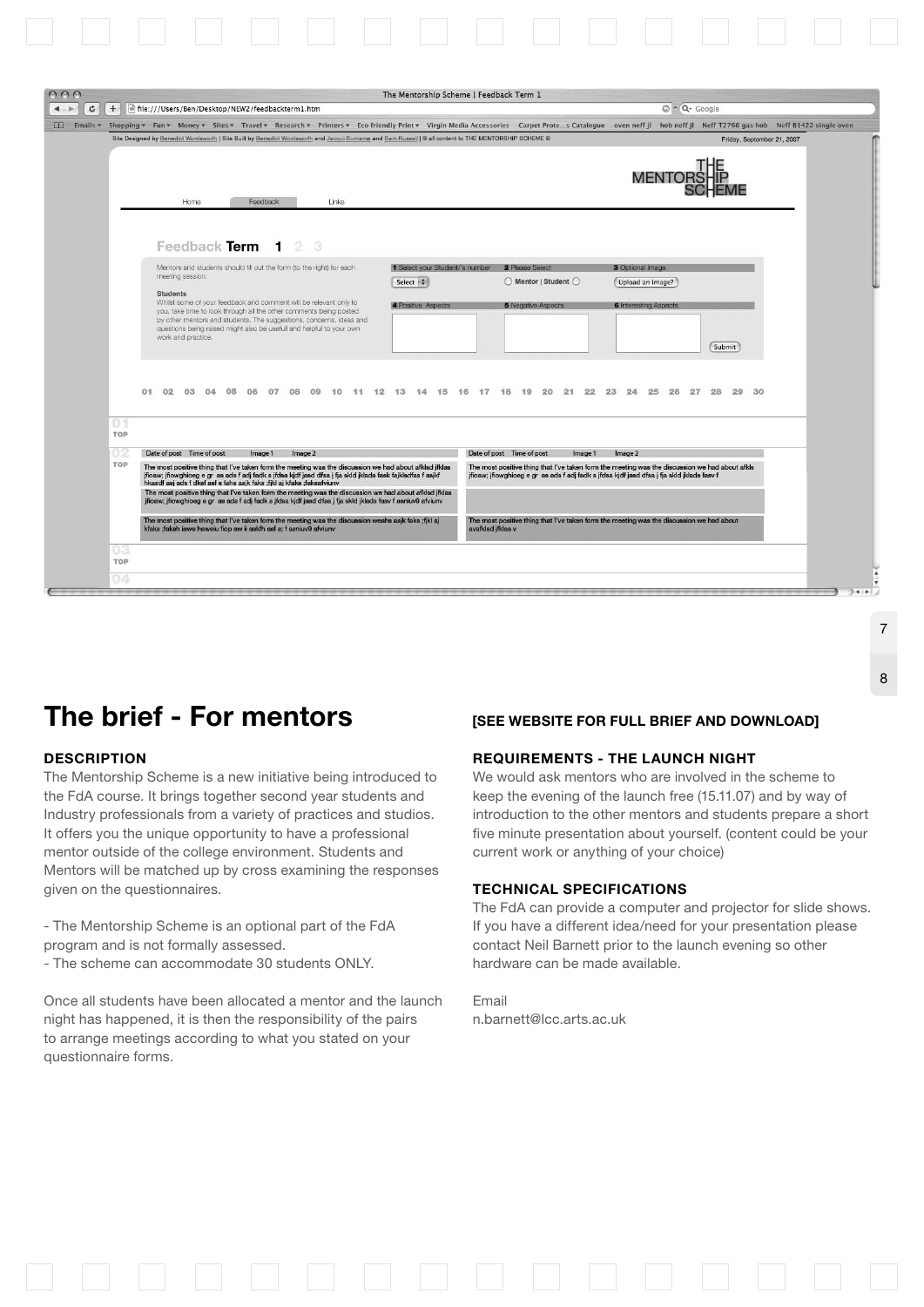## The brief - For mentors

**[SEE WEBSITE FOR FULL BRIEF AND DOWNLOAD]**

### DESCRIPTION

The Mentorship Scheme is a new initiative being introduced to the FdA course. It brings together second year students and Industry professionals from a variety of practices and studios. It offers you the unique opportunity to have a professional mentor outside of the college environment. Students and Mentors will be matched up by cross examining the responses given on the questionnaires.

- The Mentorship Scheme is an optional part of the FdA program and is not formally assessed.
- The scheme can accommodate 30 students ONLY.

Once all students have been allocated a mentor and the launch night has happened, it is then the responsibility of the pairs to arrange meetings according to what you stated on your questionnaire forms.

### REQUIREMENTS - THE LAUNCH NIGHT

We would ask mentors who are involved in the scheme to keep the evening of the launch free (15.11.07) and by way of introduction to the other mentors and students prepare a short five minute presentation about yourself. (content could be your current work or anything of your choice)

### TECHNICAL SPECIFICATIONS

The FdA can provide a computer and projector for slide shows. If you have a different idea/need for your presentation please contact Neil Barnett prior to the launch evening so other hardware can be made available.

Email
n.barnett@lcc.arts.ac.uk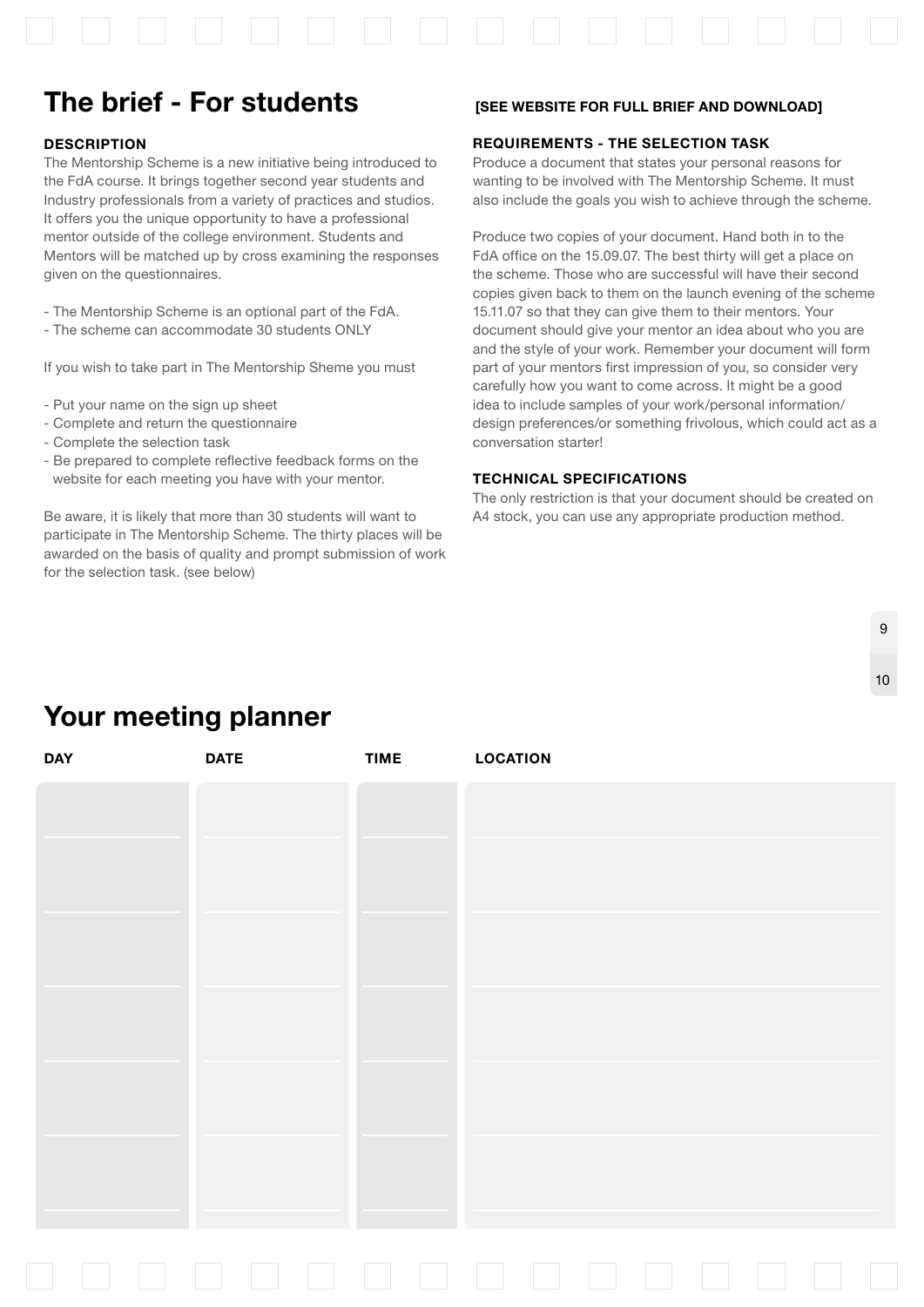## The brief - For students

**[SEE WEBSITE FOR FULL BRIEF AND DOWNLOAD]**

### DESCRIPTION

The Mentorship Scheme is a new initiative being introduced to the FdA course. It brings together second year students and Industry professionals from a variety of practices and studios. It offers you the unique opportunity to have a professional mentor outside of the college environment. Students and Mentors will be matched up by cross examining the responses given on the questionnaires.

- The Mentorship Scheme is an optional part of the FdA.
- The scheme can accommodate 30 students ONLY

If you wish to take part in The Mentorship Sheme you must

- Put your name on the sign up sheet
- Complete and return the questionnaire
- Complete the selection task
- Be prepared to complete reflective feedback forms on the website for each meeting you have with your mentor.

Be aware, it is likely that more than 30 students will want to participate in The Mentorship Scheme. The thirty places will be awarded on the basis of quality and prompt submission of work for the selection task. (see below)

### REQUIREMENTS - THE SELECTION TASK

Produce a document that states your personal reasons for wanting to be involved with The Mentorship Scheme. It must also include the goals you wish to achieve through the scheme.

Produce two copies of your document. Hand both in to the FdA office on the 15.09.07. The best thirty will get a place on the scheme. Those who are successful will have their second copies given back to them on the launch evening of the scheme 15.11.07 so that they can give them to their mentors. Your document should give your mentor an idea about who you are and the style of your work. Remember your document will form part of your mentors first impression of you, so consider very carefully how you want to come across. It might be a good idea to include samples of your work/personal information/ design preferences/or something frivolous, which could act as a conversation starter!

### TECHNICAL SPECIFICATIONS

The only restriction is that your document should be created on A4 stock, you can use any appropriate production method.

## Your meeting planner

| DAY | DATE | TIME | LOCATION |
|---|---|---|---|
| | | | |
| | | | |
| | | | |
| | | | |
| | | | |
| | | | |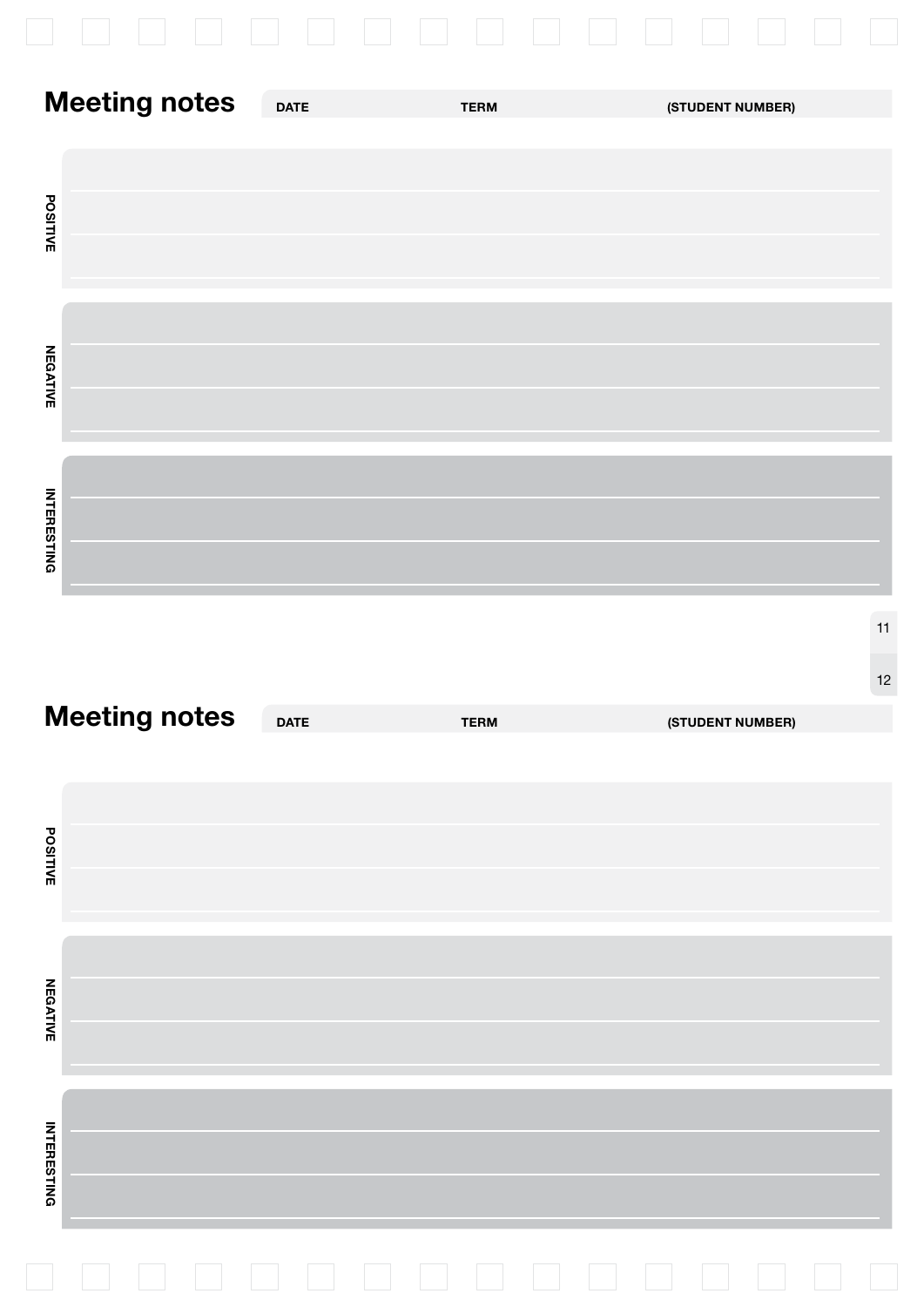# Meeting notes

**DATE** | **TERM** | **(STUDENT NUMBER)**

**POSITIVE**

**NEGATIVE**

**INTERESTING**

# Meeting notes

**DATE** | **TERM** | **(STUDENT NUMBER)**

**POSITIVE**

**NEGATIVE**

**INTERESTING**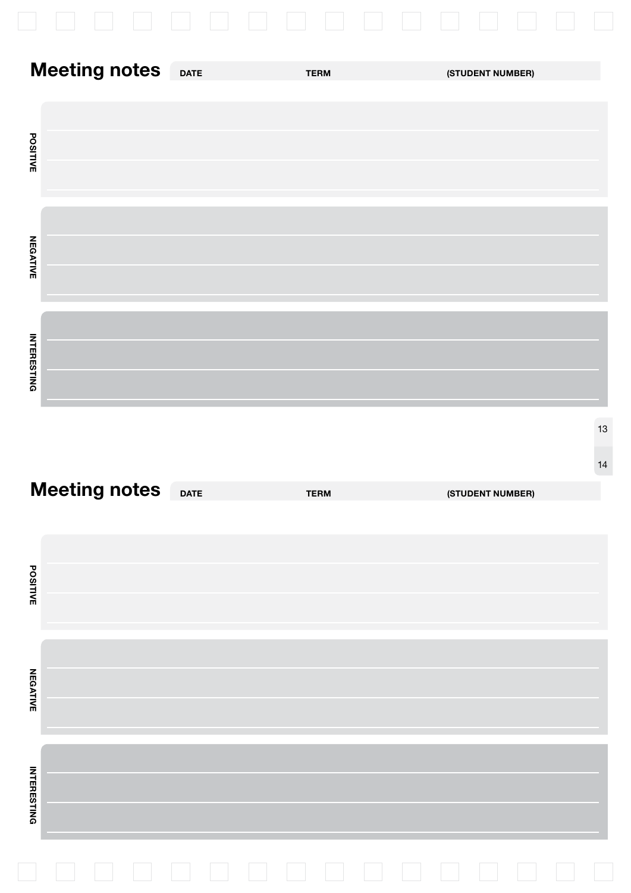## Meeting notes

DATE TERM (STUDENT NUMBER)

**POSITIVE**

**NEGATIVE**

**INTERESTING**

## Meeting notes

DATE TERM (STUDENT NUMBER)

**POSITIVE**

**NEGATIVE**

**INTERESTING**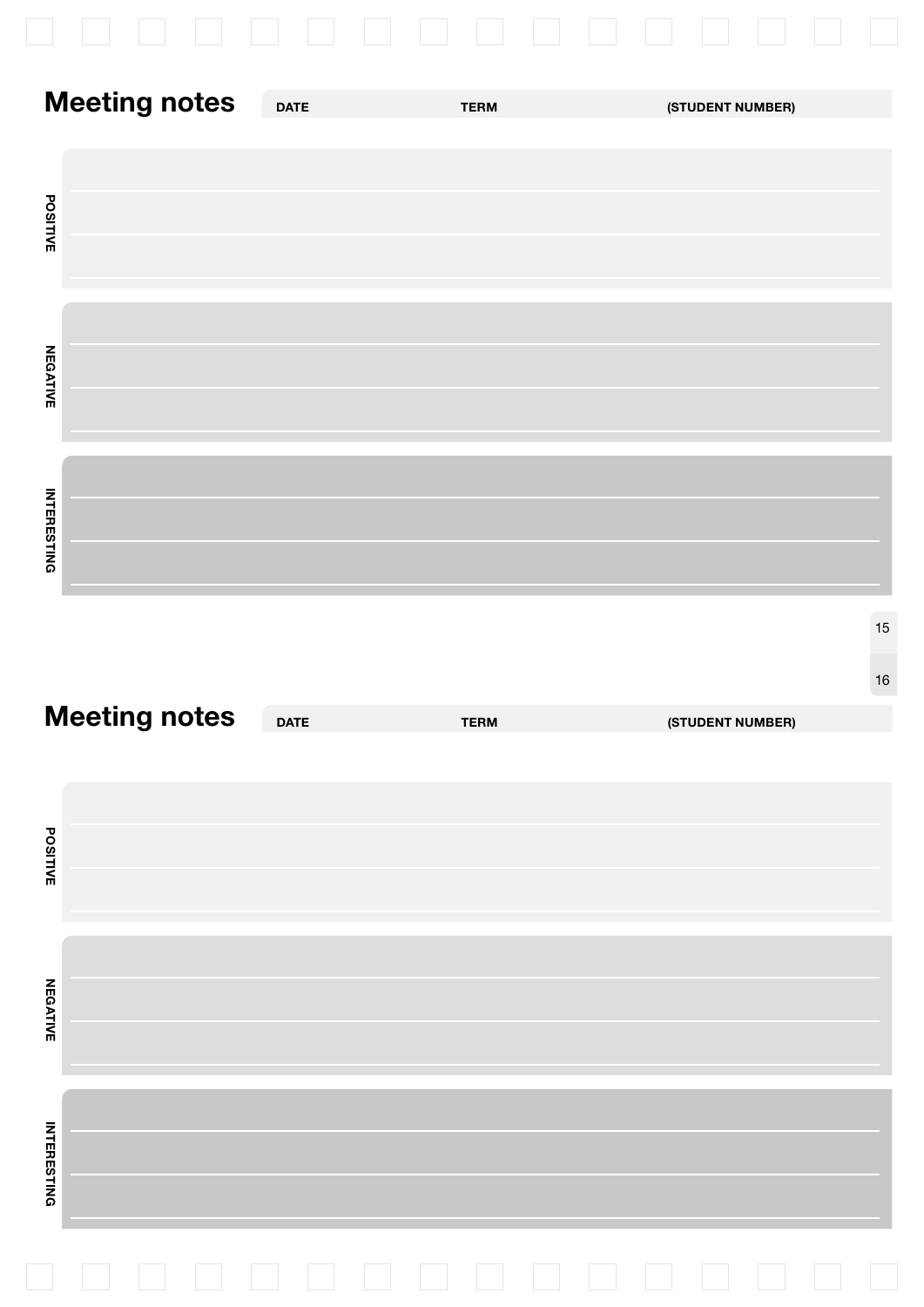# Meeting notes

| DATE | TERM | (STUDENT NUMBER) |
|---|---|---|
| | | |

**POSITIVE**

**NEGATIVE**

**INTERESTING**

# Meeting notes

| DATE | TERM | (STUDENT NUMBER) |
|---|---|---|
| | | |

**POSITIVE**

**NEGATIVE**

**INTERESTING**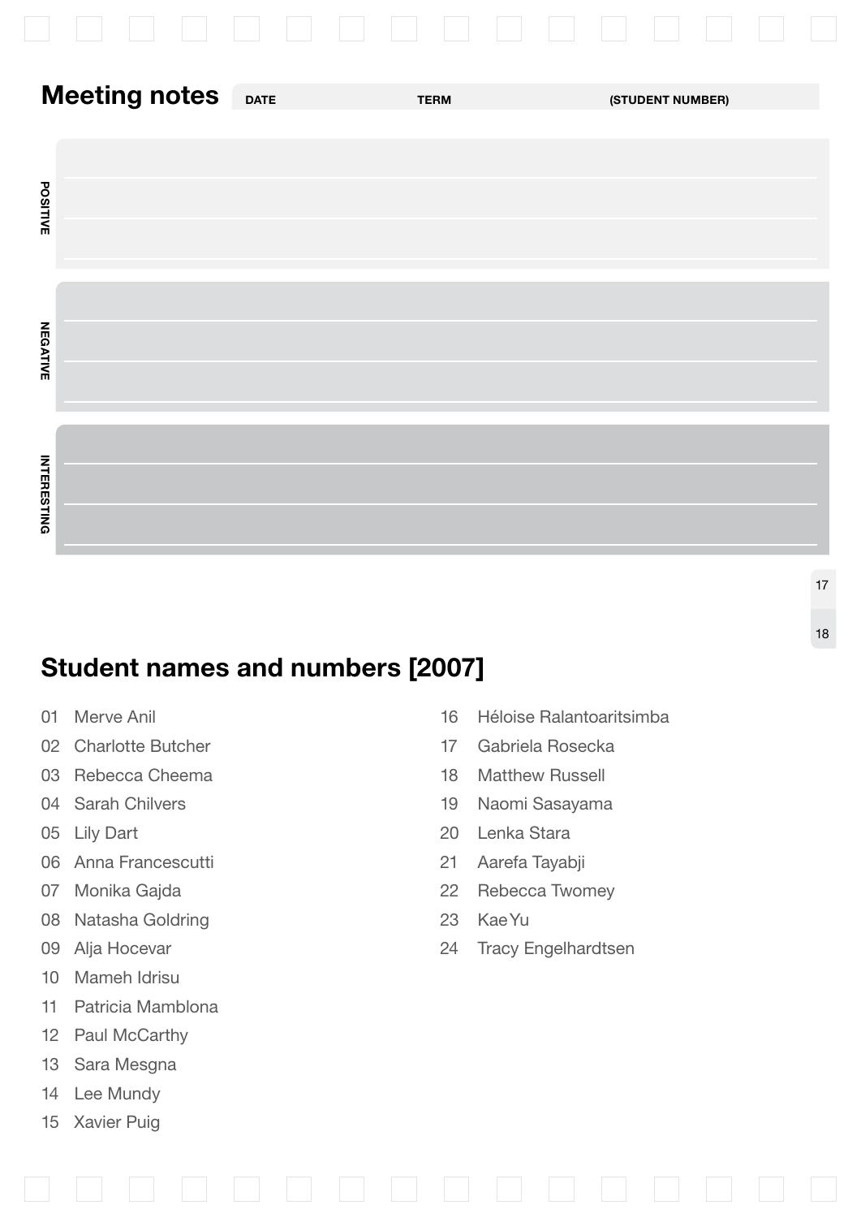# Meeting notes

DATE | TERM | (STUDENT NUMBER)

POSITIVE

NEGATIVE

INTERESTING

## Student names and numbers [2007]

01 Merve Anil
02 Charlotte Butcher
03 Rebecca Cheema
04 Sarah Chilvers
05 Lily Dart
06 Anna Francescutti
07 Monika Gajda
08 Natasha Goldring
09 Alja Hocevar
10 Mameh Idrisu
11 Patricia Mamblona
12 Paul McCarthy
13 Sara Mesgna
14 Lee Mundy
15 Xavier Puig
16 Héloise Ralantoaritsimba
17 Gabriela Rosecka
18 Matthew Russell
19 Naomi Sasayama
20 Lenka Stara
21 Aarefa Tayabji
22 Rebecca Twomey
23 Kae Yu
24 Tracy Engelhardtsen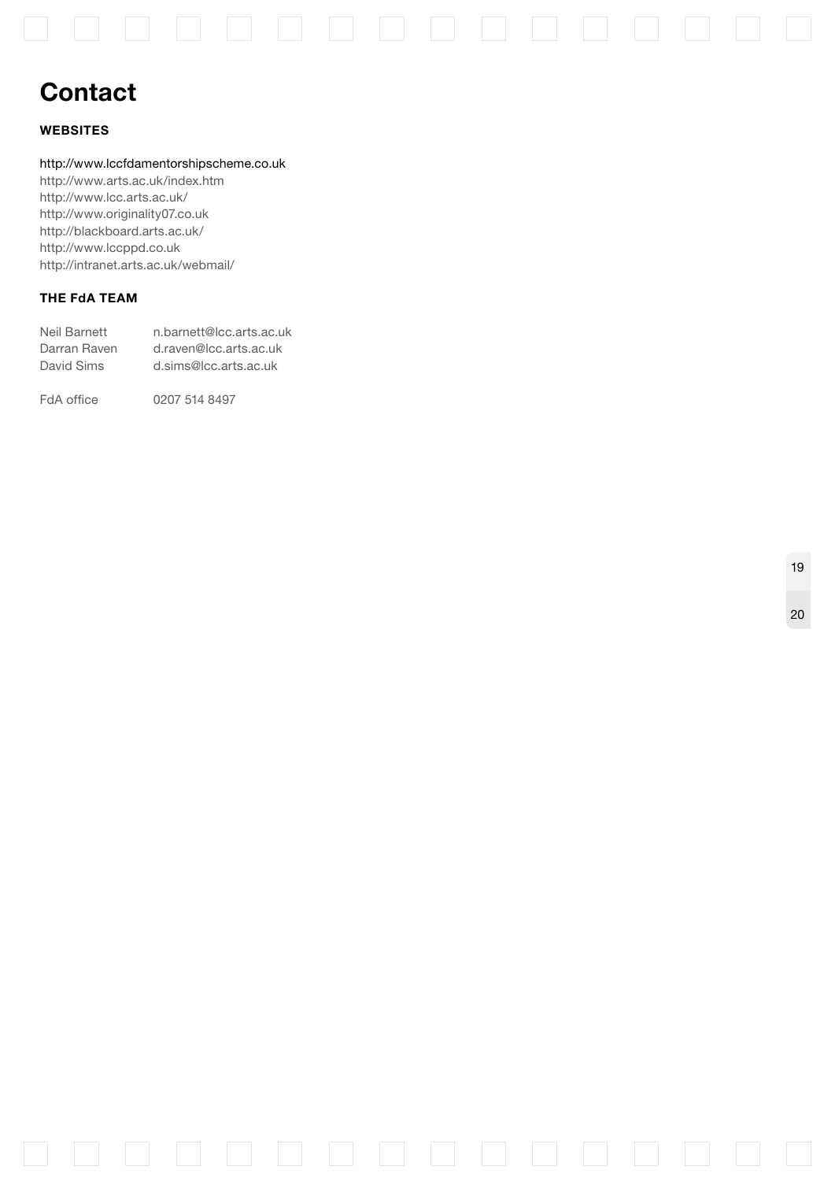# Contact

### WEBSITES

http://www.lccfdamentorshipscheme.co.uk
http://www.arts.ac.uk/index.htm
http://www.lcc.arts.ac.uk/
http://www.originality07.co.uk
http://blackboard.arts.ac.uk/
http://www.lccppd.co.uk
http://intranet.arts.ac.uk/webmail/

### THE FdA TEAM

| | |
|---|---|
| Neil Barnett | n.barnett@lcc.arts.ac.uk |
| Darran Raven | d.raven@lcc.arts.ac.uk |
| David Sims | d.sims@lcc.arts.ac.uk |

FdA office 0207 514 8497